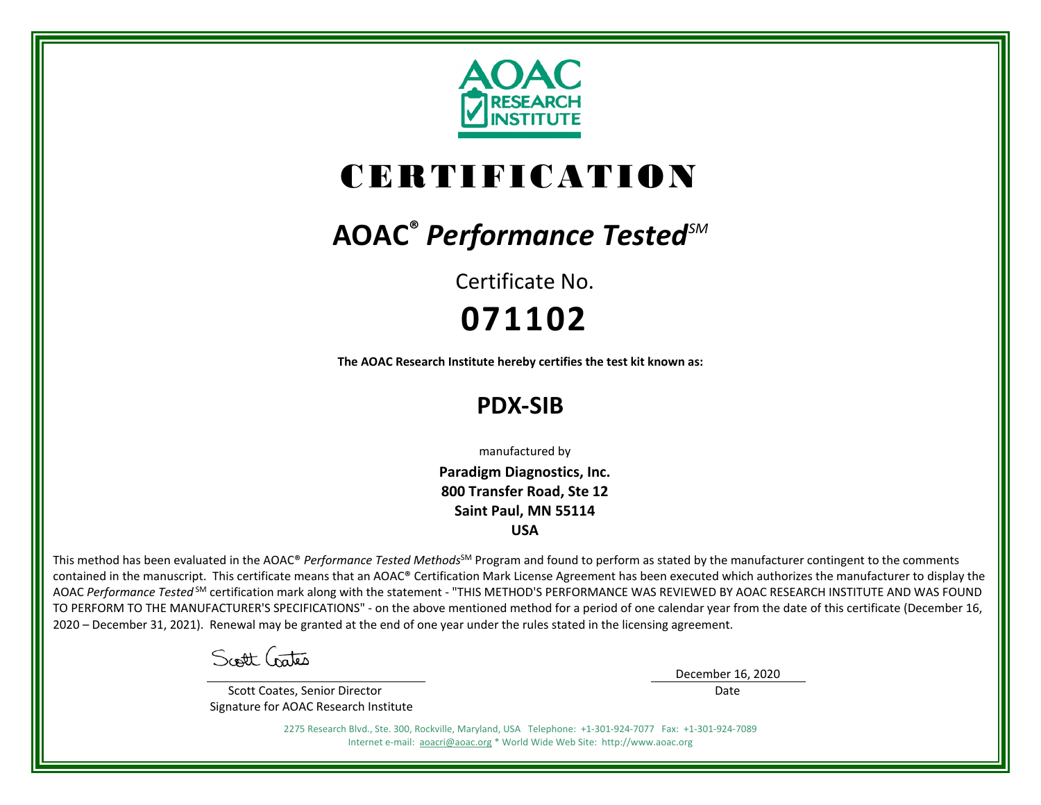AOAC RESEARCH INSTITUTE

# CERTIFICATION

## AOAC® *Performance Tested*SM

Certificate No.

**071102**

**The AOAC Research Institute hereby certifies the test kit known as:**

## PDX-SIB

manufactured by

**Paradigm Diagnostics, Inc.**
**800 Transfer Road, Ste 12**
**Saint Paul, MN 55114**
**USA**

This method has been evaluated in the AOAC® *Performance Tested Methods*SM Program and found to perform as stated by the manufacturer contingent to the comments contained in the manuscript. This certificate means that an AOAC® Certification Mark License Agreement has been executed which authorizes the manufacturer to display the AOAC *Performance Tested*SM certification mark along with the statement - "THIS METHOD'S PERFORMANCE WAS REVIEWED BY AOAC RESEARCH INSTITUTE AND WAS FOUND TO PERFORM TO THE MANUFACTURER'S SPECIFICATIONS" - on the above mentioned method for a period of one calendar year from the date of this certificate (December 16, 2020 – December 31, 2021). Renewal may be granted at the end of one year under the rules stated in the licensing agreement.

Scott Coates

Scott Coates, Senior Director
Signature for AOAC Research Institute

December 16, 2020
Date

2275 Research Blvd., Ste. 300, Rockville, Maryland, USA Telephone: +1-301-924-7077 Fax: +1-301-924-7089
Internet e-mail: aoacri@aoac.org * World Wide Web Site: http://www.aoac.org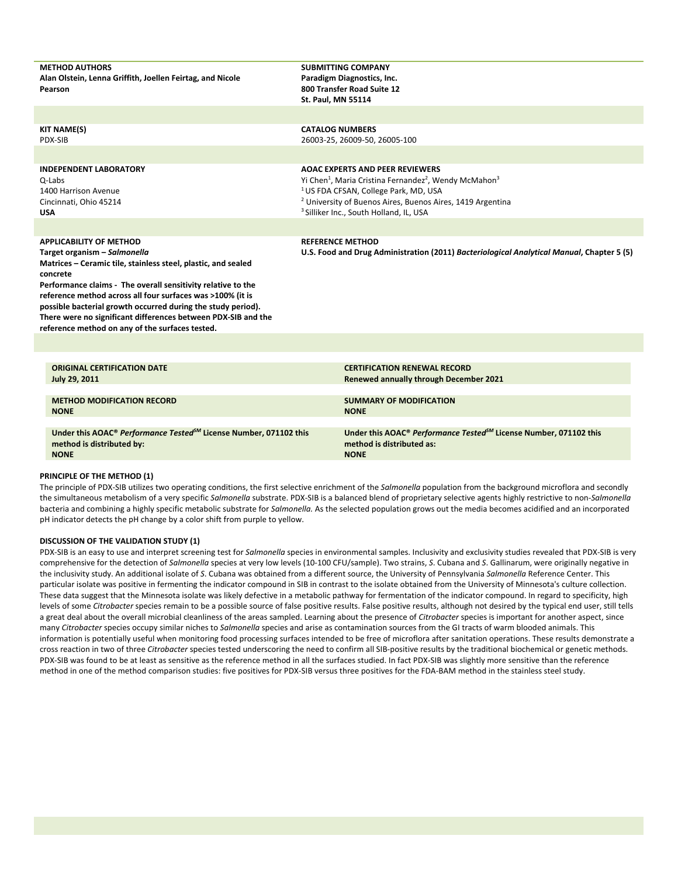| METHOD AUTHORS | SUBMITTING COMPANY |
| --- | --- |
| **Alan Olstein, Lenna Griffith, Joellen Feirtag, and Nicole Pearson** | **Paradigm Diagnostics, Inc.**<br>**800 Transfer Road Suite 12**<br>**St. Paul, MN 55114** |

| KIT NAME(S) | CATALOG NUMBERS |
| --- | --- |
| PDX-SIB | 26003-25, 26009-50, 26005-100 |

| INDEPENDENT LABORATORY | AOAC EXPERTS AND PEER REVIEWERS |
| --- | --- |
| Q-Labs<br>1400 Harrison Avenue<br>Cincinnati, Ohio 45214<br>**USA** | Yi Chen[1], Maria Cristina Fernandez[2], Wendy McMahon[3]<br>[1] US FDA CFSAN, College Park, MD, USA<br>[2] University of Buenos Aires, Buenos Aires, 1419 Argentina<br>[3] Silliker Inc., South Holland, IL, USA |

| APPLICABILITY OF METHOD | REFERENCE METHOD |
| --- | --- |
| **Target organism – *Salmonella***<br>**Matrices – Ceramic tile, stainless steel, plastic, and sealed concrete**<br>**Performance claims - The overall sensitivity relative to the reference method across all four surfaces was >100% (it is possible bacterial growth occurred during the study period). There were no significant differences between PDX-SIB and the reference method on any of the surfaces tested.** | **U.S. Food and Drug Administration (2011) *Bacteriological Analytical Manual*, Chapter 5 (5)** |

| ORIGINAL CERTIFICATION DATE | CERTIFICATION RENEWAL RECORD |
| --- | --- |
| **July 29, 2011** | **Renewed annually through December 2021** |

| METHOD MODIFICATION RECORD | SUMMARY OF MODIFICATION |
| --- | --- |
| **NONE** | **NONE** |

| Under this AOAC® *Performance Tested*SM License Number, 071102 this method is distributed by: | Under this AOAC® *Performance Tested*SM License Number, 071102 this method is distributed as: |
| --- | --- |
| **NONE** | **NONE** |

**PRINCIPLE OF THE METHOD (1)**

The principle of PDX-SIB utilizes two operating conditions, the first selective enrichment of the *Salmonella* population from the background microflora and secondly the simultaneous metabolism of a very specific *Salmonella* substrate. PDX-SIB is a balanced blend of proprietary selective agents highly restrictive to non-*Salmonella* bacteria and combining a highly specific metabolic substrate for *Salmonella.* As the selected population grows out the media becomes acidified and an incorporated pH indicator detects the pH change by a color shift from purple to yellow.

**DISCUSSION OF THE VALIDATION STUDY (1)**

PDX-SIB is an easy to use and interpret screening test for *Salmonella* species in environmental samples. Inclusivity and exclusivity studies revealed that PDX-SIB is very comprehensive for the detection of *Salmonella* species at very low levels (10-100 CFU/sample). Two strains, *S*. Cubana and *S*. Gallinarum, were originally negative in the inclusivity study. An additional isolate of *S*. Cubana was obtained from a different source, the University of Pennsylvania *Salmonella* Reference Center. This particular isolate was positive in fermenting the indicator compound in SIB in contrast to the isolate obtained from the University of Minnesota's culture collection. These data suggest that the Minnesota isolate was likely defective in a metabolic pathway for fermentation of the indicator compound. In regard to specificity, high levels of some *Citrobacter* species remain to be a possible source of false positive results. False positive results, although not desired by the typical end user, still tells a great deal about the overall microbial cleanliness of the areas sampled. Learning about the presence of *Citrobacter* species is important for another aspect, since many *Citrobacter* species occupy similar niches to *Salmonella* species and arise as contamination sources from the GI tracts of warm blooded animals. This information is potentially useful when monitoring food processing surfaces intended to be free of microflora after sanitation operations. These results demonstrate a cross reaction in two of three *Citrobacter* species tested underscoring the need to confirm all SIB-positive results by the traditional biochemical or genetic methods. PDX-SIB was found to be at least as sensitive as the reference method in all the surfaces studied. In fact PDX-SIB was slightly more sensitive than the reference method in one of the method comparison studies: five positives for PDX-SIB versus three positives for the FDA-BAM method in the stainless steel study.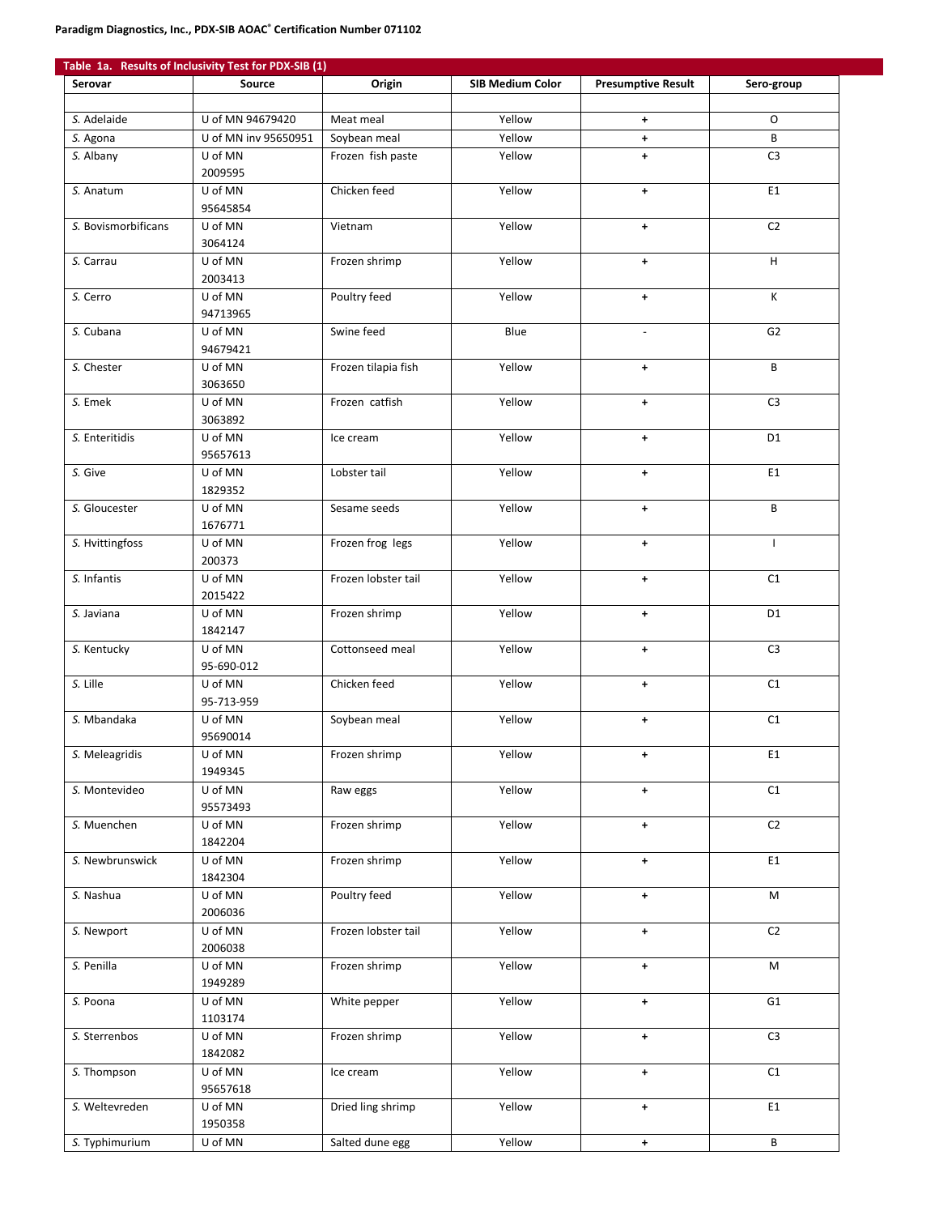**Paradigm Diagnostics, Inc., PDX-SIB AOAC® Certification Number 071102**

**Table 1a. Results of Inclusivity Test for PDX-SIB (1)**

| Serovar | Source | Origin | SIB Medium Color | Presumptive Result | Sero-group |
|---|---|---|---|---|---|
| | | | | | |
| *S.* Adelaide | U of MN 94679420 | Meat meal | Yellow | + | O |
| *S.* Agona | U of MN inv 95650951 | Soybean meal | Yellow | + | B |
| *S.* Albany | U of MN 2009595 | Frozen fish paste | Yellow | + | C3 |
| *S.* Anatum | U of MN 95645854 | Chicken feed | Yellow | + | E1 |
| *S.* Bovismorbificans | U of MN 3064124 | Vietnam | Yellow | + | C2 |
| *S.* Carrau | U of MN 2003413 | Frozen shrimp | Yellow | + | H |
| *S.* Cerro | U of MN 94713965 | Poultry feed | Yellow | + | K |
| *S.* Cubana | U of MN 94679421 | Swine feed | Blue | - | G2 |
| *S.* Chester | U of MN 3063650 | Frozen tilapia fish | Yellow | + | B |
| *S.* Emek | U of MN 3063892 | Frozen catfish | Yellow | + | C3 |
| *S.* Enteritidis | U of MN 95657613 | Ice cream | Yellow | + | D1 |
| *S.* Give | U of MN 1829352 | Lobster tail | Yellow | + | E1 |
| *S.* Gloucester | U of MN 1676771 | Sesame seeds | Yellow | + | B |
| *S.* Hvittingfoss | U of MN 200373 | Frozen frog legs | Yellow | + | I |
| *S.* Infantis | U of MN 2015422 | Frozen lobster tail | Yellow | + | C1 |
| *S.* Javiana | U of MN 1842147 | Frozen shrimp | Yellow | + | D1 |
| *S.* Kentucky | U of MN 95-690-012 | Cottonseed meal | Yellow | + | C3 |
| *S.* Lille | U of MN 95-713-959 | Chicken feed | Yellow | + | C1 |
| *S.* Mbandaka | U of MN 95690014 | Soybean meal | Yellow | + | C1 |
| *S.* Meleagridis | U of MN 1949345 | Frozen shrimp | Yellow | + | E1 |
| *S.* Montevideo | U of MN 95573493 | Raw eggs | Yellow | + | C1 |
| *S.* Muenchen | U of MN 1842204 | Frozen shrimp | Yellow | + | C2 |
| *S.* Newbrunswick | U of MN 1842304 | Frozen shrimp | Yellow | + | E1 |
| *S.* Nashua | U of MN 2006036 | Poultry feed | Yellow | + | M |
| *S.* Newport | U of MN 2006038 | Frozen lobster tail | Yellow | + | C2 |
| *S.* Penilla | U of MN 1949289 | Frozen shrimp | Yellow | + | M |
| *S.* Poona | U of MN 1103174 | White pepper | Yellow | + | G1 |
| *S.* Sterrenbos | U of MN 1842082 | Frozen shrimp | Yellow | + | C3 |
| *S.* Thompson | U of MN 95657618 | Ice cream | Yellow | + | C1 |
| *S.* Weltevreden | U of MN 1950358 | Dried ling shrimp | Yellow | + | E1 |
| *S.* Typhimurium | U of MN | Salted dune egg | Yellow | + | B |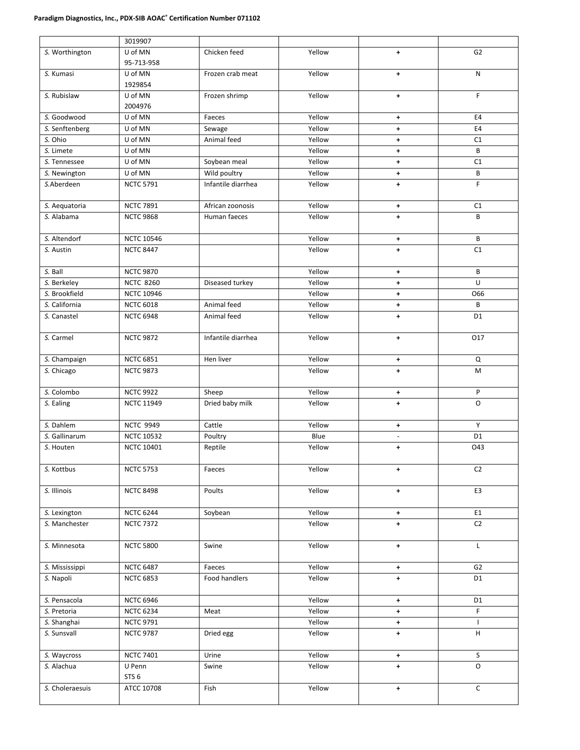| | 3019907 | | | | |
|---|---|---|---|---|---|
| *S.* Worthington | U of MN 95-713-958 | Chicken feed | Yellow | + | G2 |
| *S.* Kumasi | U of MN 1929854 | Frozen crab meat | Yellow | + | N |
| *S.* Rubislaw | U of MN 2004976 | Frozen shrimp | Yellow | + | F |
| *S.* Goodwood | U of MN | Faeces | Yellow | + | E4 |
| *S.* Senftenberg | U of MN | Sewage | Yellow | + | E4 |
| *S.* Ohio | U of MN | Animal feed | Yellow | + | C1 |
| *S.* Limete | U of MN | | Yellow | + | B |
| *S.* Tennessee | U of MN | Soybean meal | Yellow | + | C1 |
| *S.* Newington | U of MN | Wild poultry | Yellow | + | B |
| *S.*Aberdeen | NCTC 5791 | Infantile diarrhea | Yellow | + | F |
| *S.* Aequatoria | NCTC 7891 | African zoonosis | Yellow | + | C1 |
| *S.* Alabama | NCTC 9868 | Human faeces | Yellow | + | B |
| *S.* Altendorf | NCTC 10546 | | Yellow | + | B |
| *S.* Austin | NCTC 8447 | | Yellow | + | C1 |
| *S.* Ball | NCTC 9870 | | Yellow | + | B |
| *S.* Berkeley | NCTC 8260 | Diseased turkey | Yellow | + | U |
| *S.* Brookfield | NCTC 10946 | | Yellow | + | O66 |
| *S.* California | NCTC 6018 | Animal feed | Yellow | + | B |
| *S.* Canastel | NCTC 6948 | Animal feed | Yellow | + | D1 |
| *S.* Carmel | NCTC 9872 | Infantile diarrhea | Yellow | + | O17 |
| *S.* Champaign | NCTC 6851 | Hen liver | Yellow | + | Q |
| *S.* Chicago | NCTC 9873 | | Yellow | + | M |
| *S.* Colombo | NCTC 9922 | Sheep | Yellow | + | P |
| *S.* Ealing | NCTC 11949 | Dried baby milk | Yellow | + | O |
| *S.* Dahlem | NCTC 9949 | Cattle | Yellow | + | Y |
| *S.* Gallinarum | NCTC 10532 | Poultry | Blue | - | D1 |
| *S.* Houten | NCTC 10401 | Reptile | Yellow | + | O43 |
| *S.* Kottbus | NCTC 5753 | Faeces | Yellow | + | C2 |
| *S.* Illinois | NCTC 8498 | Poults | Yellow | + | E3 |
| *S.* Lexington | NCTC 6244 | Soybean | Yellow | + | E1 |
| *S.* Manchester | NCTC 7372 | | Yellow | + | C2 |
| *S.* Minnesota | NCTC 5800 | Swine | Yellow | + | L |
| *S.* Mississippi | NCTC 6487 | Faeces | Yellow | + | G2 |
| *S.* Napoli | NCTC 6853 | Food handlers | Yellow | + | D1 |
| *S.* Pensacola | NCTC 6946 | | Yellow | + | D1 |
| *S.* Pretoria | NCTC 6234 | Meat | Yellow | + | F |
| *S.* Shanghai | NCTC 9791 | | Yellow | + | I |
| *S.* Sunsvall | NCTC 9787 | Dried egg | Yellow | + | H |
| *S.* Waycross | NCTC 7401 | Urine | Yellow | + | S |
| *S.* Alachua | U Penn STS 6 | Swine | Yellow | + | O |
| *S.* Choleraesuis | ATCC 10708 | Fish | Yellow | + | C |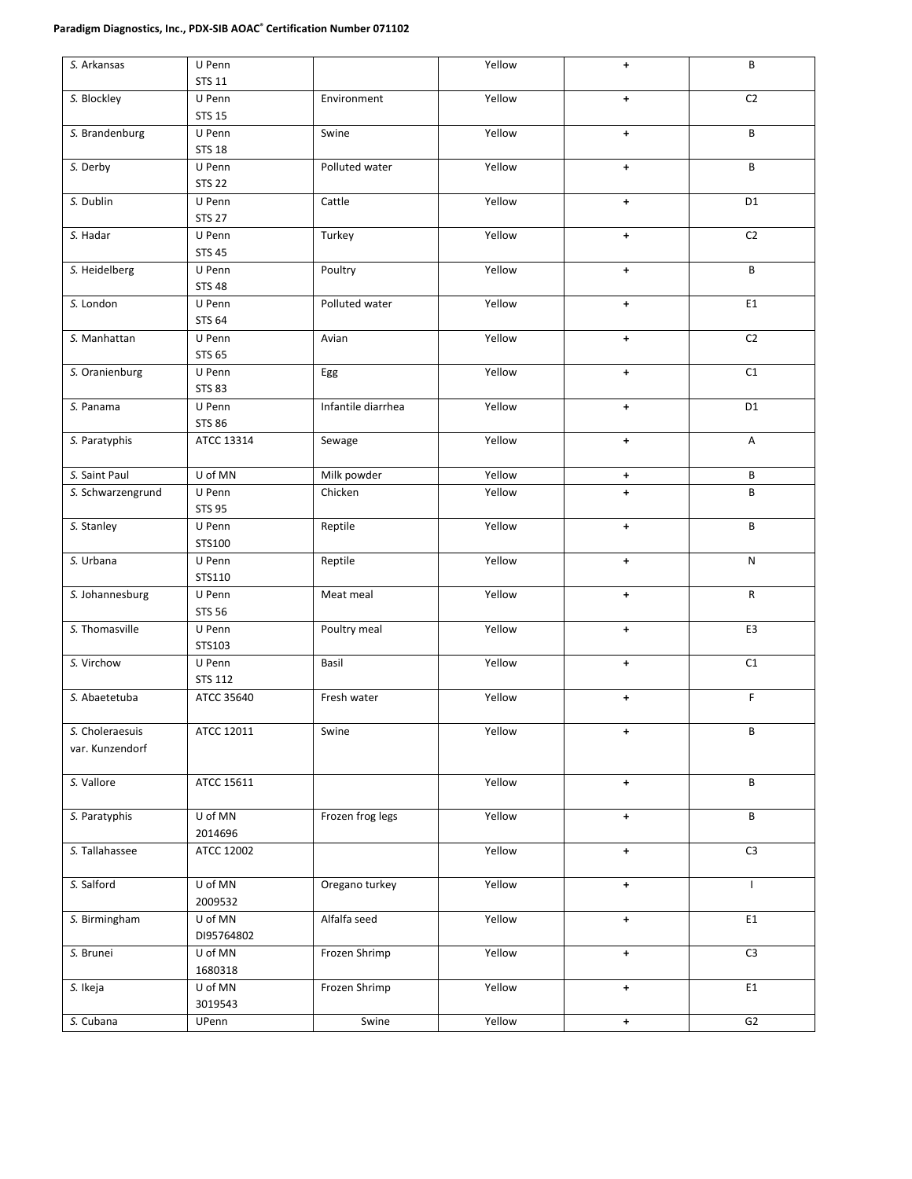| *S.* Arkansas | U Penn STS 11 | | Yellow | + | B |
|---|---|---|---|---|---|
| *S.* Blockley | U Penn STS 15 | Environment | Yellow | + | C2 |
| *S.* Brandenburg | U Penn STS 18 | Swine | Yellow | + | B |
| *S.* Derby | U Penn STS 22 | Polluted water | Yellow | + | B |
| *S.* Dublin | U Penn STS 27 | Cattle | Yellow | + | D1 |
| *S.* Hadar | U Penn STS 45 | Turkey | Yellow | + | C2 |
| *S.* Heidelberg | U Penn STS 48 | Poultry | Yellow | + | B |
| *S.* London | U Penn STS 64 | Polluted water | Yellow | + | E1 |
| *S.* Manhattan | U Penn STS 65 | Avian | Yellow | + | C2 |
| *S.* Oranienburg | U Penn STS 83 | Egg | Yellow | + | C1 |
| *S.* Panama | U Penn STS 86 | Infantile diarrhea | Yellow | + | D1 |
| *S.* Paratyphis | ATCC 13314 | Sewage | Yellow | + | A |
| *S.* Saint Paul | U of MN | Milk powder | Yellow | + | B |
| *S.* Schwarzengrund | U Penn STS 95 | Chicken | Yellow | + | B |
| *S.* Stanley | U Penn STS100 | Reptile | Yellow | + | B |
| *S.* Urbana | U Penn STS110 | Reptile | Yellow | + | N |
| *S.* Johannesburg | U Penn STS 56 | Meat meal | Yellow | + | R |
| *S.* Thomasville | U Penn STS103 | Poultry meal | Yellow | + | E3 |
| *S.* Virchow | U Penn STS 112 | Basil | Yellow | + | C1 |
| *S.* Abaetetuba | ATCC 35640 | Fresh water | Yellow | + | F |
| *S.* Choleraesuis var. Kunzendorf | ATCC 12011 | Swine | Yellow | + | B |
| *S.* Vallore | ATCC 15611 | | Yellow | + | B |
| *S.* Paratyphis | U of MN 2014696 | Frozen frog legs | Yellow | + | B |
| *S.* Tallahassee | ATCC 12002 | | Yellow | + | C3 |
| *S.* Salford | U of MN 2009532 | Oregano turkey | Yellow | + | I |
| *S.* Birmingham | U of MN DI95764802 | Alfalfa seed | Yellow | + | E1 |
| *S.* Brunei | U of MN 1680318 | Frozen Shrimp | Yellow | + | C3 |
| *S.* Ikeja | U of MN 3019543 | Frozen Shrimp | Yellow | + | E1 |
| *S.* Cubana | UPenn | Swine | Yellow | + | G2 |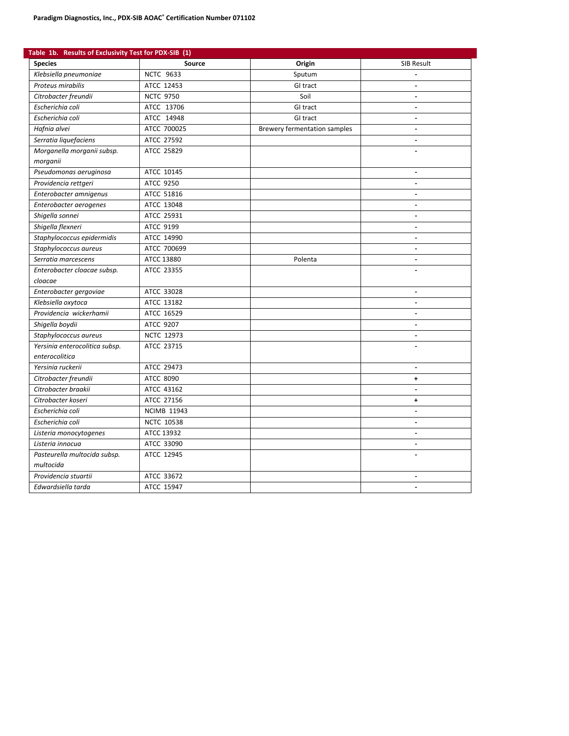**Table 1b. Results of Exclusivity Test for PDX-SIB (1)**

| Species | Source | Origin | SIB Result |
|---|---|---|---|
| *Klebsiella pneumoniae* | NCTC 9633 | Sputum | - |
| *Proteus mirabilis* | ATCC 12453 | GI tract | - |
| *Citrobacter freundii* | NCTC 9750 | Soil | - |
| *Escherichia coli* | ATCC 13706 | GI tract | - |
| *Escherichia coli* | ATCC 14948 | GI tract | - |
| *Hafnia alvei* | ATCC 700025 | Brewery fermentation samples | - |
| *Serratia liquefaciens* | ATCC 27592 | | - |
| *Morganella morganii subsp. morganii* | ATCC 25829 | | - |
| *Pseudomonas aeruginosa* | ATCC 10145 | | - |
| *Providencia rettgeri* | ATCC 9250 | | - |
| *Enterobacter amnigenus* | ATCC 51816 | | - |
| *Enterobacter aerogenes* | ATCC 13048 | | - |
| *Shigella sonnei* | ATCC 25931 | | - |
| *Shigella flexneri* | ATCC 9199 | | - |
| *Staphylococcus epidermidis* | ATCC 14990 | | - |
| *Staphylococcus aureus* | ATCC 700699 | | - |
| *Serratia marcescens* | ATCC 13880 | Polenta | - |
| *Enterobacter cloacae subsp. cloacae* | ATCC 23355 | | - |
| *Enterobacter gergoviae* | ATCC 33028 | | - |
| *Klebsiella oxytoca* | ATCC 13182 | | - |
| *Providencia wickerhamii* | ATCC 16529 | | - |
| *Shigella boydii* | ATCC 9207 | | - |
| *Staphylococcus aureus* | NCTC 12973 | | - |
| *Yersinia enterocolitica subsp. enterocolitica* | ATCC 23715 | | - |
| *Yersinia ruckerii* | ATCC 29473 | | - |
| *Citrobacter freundii* | ATCC 8090 | | + |
| *Citrobacter braakii* | ATCC 43162 | | - |
| *Citrobacter koseri* | ATCC 27156 | | + |
| *Escherichia coli* | NCIMB 11943 | | - |
| *Escherichia coli* | NCTC 10538 | | - |
| *Listeria monocytogenes* | ATCC 13932 | | - |
| *Listeria innocua* | ATCC 33090 | | - |
| *Pasteurella multocida subsp. multocida* | ATCC 12945 | | - |
| *Providencia stuartii* | ATCC 33672 | | - |
| *Edwardsiella tarda* | ATCC 15947 | | - |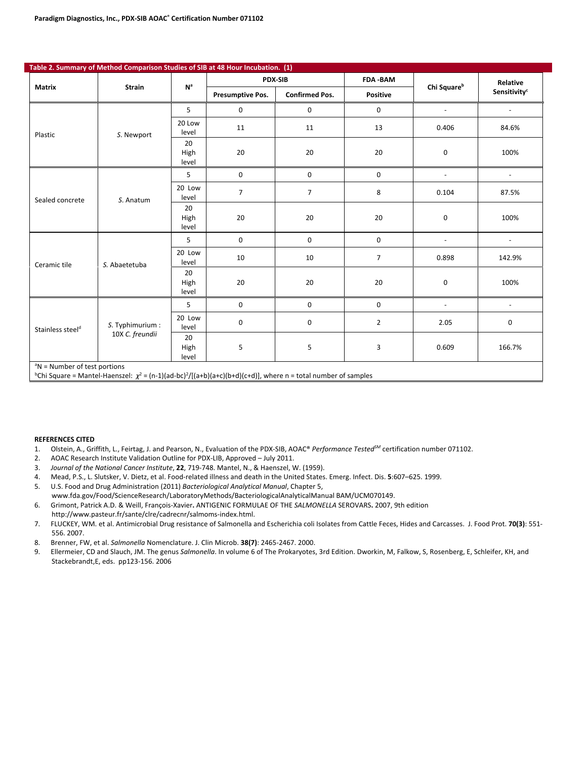**Table 2. Summary of Method Comparison Studies of SIB at 48 Hour Incubation. (1)**

| Matrix | Strain | N[a] | PDX-SIB | | FDA -BAM | Chi Square[b] | Relative Sensitivity[c] |
|---|---|---|---|---|---|---|---|
| | | | Presumptive Pos. | Confirmed Pos. | Positive | | |
| Plastic | *S.* Newport | 5 | 0 | 0 | 0 | - | - |
| | | 20 Low level | 11 | 11 | 13 | 0.406 | 84.6% |
| | | 20 High level | 20 | 20 | 20 | 0 | 100% |
| Sealed concrete | *S.* Anatum | 5 | 0 | 0 | 0 | - | - |
| | | 20 Low level | 7 | 7 | 8 | 0.104 | 87.5% |
| | | 20 High level | 20 | 20 | 20 | 0 | 100% |
| Ceramic tile | *S.* Abaetetuba | 5 | 0 | 0 | 0 | - | - |
| | | 20 Low level | 10 | 10 | 7 | 0.898 | 142.9% |
| | | 20 High level | 20 | 20 | 20 | 0 | 100% |
| Stainless steel[d] | *S.* Typhimurium : 10X *C. freundii* | 5 | 0 | 0 | 0 | - | - |
| | | 20 Low level | 0 | 0 | 2 | 2.05 | 0 |
| | | 20 High level | 5 | 5 | 3 | 0.609 | 166.7% |

[a]N = Number of test portions
[b]Chi Square = Mantel-Haenszel: $\chi^2 = (n-1)(ad-bc)^2/[(a+b)(a+c)(b+d)(c+d)]$, where n = total number of samples

**REFERENCES CITED**

1. Olstein, A., Griffith, L., Feirtag, J. and Pearson, N., Evaluation of the PDX-SIB, AOAC® *Performance Tested*[SM] certification number 071102.
2. AOAC Research Institute Validation Outline for PDX-LIB, Approved – July 2011.
3. *Journal of the National Cancer Institute*, **22**, 719-748. Mantel, N., & Haenszel, W. (1959).
4. Mead, P.S., L. Slutsker, V. Dietz, et al. Food-related illness and death in the United States. Emerg. Infect. Dis. **5**:607–625. 1999.
5. U.S. Food and Drug Administration (2011) *Bacteriological Analytical Manual*, Chapter 5, www.fda.gov/Food/ScienceResearch/LaboratoryMethods/BacteriologicalAnalyticalManual BAM/UCM070149.
6. Grimont, Patrick A.D. & Weill, François-Xavier**.** ANTIGENIC FORMULAE OF THE *SALMONELLA* SEROVARS**.** 2007, 9th edition http://www.pasteur.fr/sante/clre/cadrecnr/salmoms-index.html.
7. FLUCKEY, WM. et al. Antimicrobial Drug resistance of Salmonella and Escherichia coli Isolates from Cattle Feces, Hides and Carcasses. J. Food Prot. **70(3)**: 551-556. 2007.
8. Brenner, FW, et al. *Salmonella* Nomenclature. J. Clin Microb. **38(7)**: 2465-2467. 2000.
9. Ellermeier, CD and Slauch, JM. The genus *Salmonella*. In volume 6 of The Prokaryotes, 3rd Edition. Dworkin, M, Falkow, S, Rosenberg, E, Schleifer, KH, and Stackebrandt,E, eds. pp123-156. 2006